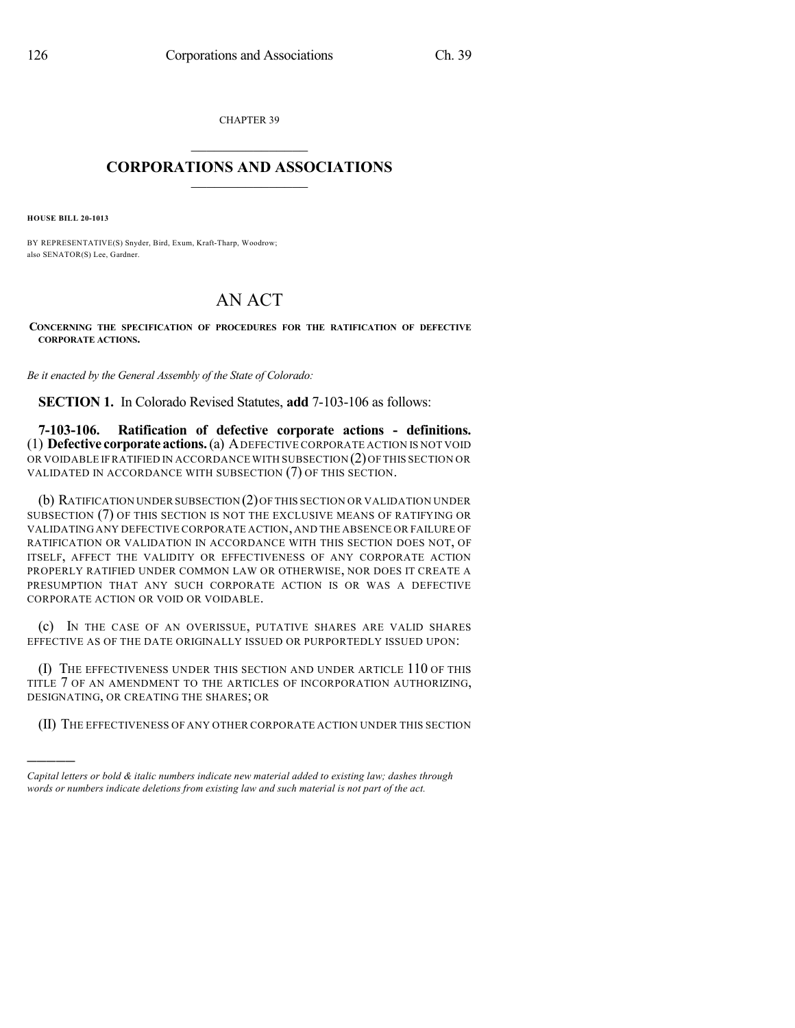CHAPTER 39

## CORPORATIONS AND ASSOCIATIONS

**HOUSE BILL 20-1013**

BY REPRESENTATIVE(S) Snyder, Bird, Exum, Kraft-Tharp, Woodrow;
also SENATOR(S) Lee, Gardner.

# AN ACT

**CONCERNING THE SPECIFICATION OF PROCEDURES FOR THE RATIFICATION OF DEFECTIVE CORPORATE ACTIONS.**

*Be it enacted by the General Assembly of the State of Colorado:*

**SECTION 1.** In Colorado Revised Statutes, **add** 7-103-106 as follows:

**7-103-106. Ratification of defective corporate actions - definitions.** (1) **Defective corporate actions.** (a) A DEFECTIVE CORPORATE ACTION IS NOT VOID OR VOIDABLE IF RATIFIED IN ACCORDANCE WITH SUBSECTION (2) OF THIS SECTION OR VALIDATED IN ACCORDANCE WITH SUBSECTION (7) OF THIS SECTION.

(b) RATIFICATION UNDER SUBSECTION (2) OF THIS SECTION OR VALIDATION UNDER SUBSECTION (7) OF THIS SECTION IS NOT THE EXCLUSIVE MEANS OF RATIFYING OR VALIDATING ANY DEFECTIVE CORPORATE ACTION, AND THE ABSENCE OR FAILURE OF RATIFICATION OR VALIDATION IN ACCORDANCE WITH THIS SECTION DOES NOT, OF ITSELF, AFFECT THE VALIDITY OR EFFECTIVENESS OF ANY CORPORATE ACTION PROPERLY RATIFIED UNDER COMMON LAW OR OTHERWISE, NOR DOES IT CREATE A PRESUMPTION THAT ANY SUCH CORPORATE ACTION IS OR WAS A DEFECTIVE CORPORATE ACTION OR VOID OR VOIDABLE.

(c) IN THE CASE OF AN OVERISSUE, PUTATIVE SHARES ARE VALID SHARES EFFECTIVE AS OF THE DATE ORIGINALLY ISSUED OR PURPORTEDLY ISSUED UPON:

(I) THE EFFECTIVENESS UNDER THIS SECTION AND UNDER ARTICLE 110 OF THIS TITLE 7 OF AN AMENDMENT TO THE ARTICLES OF INCORPORATION AUTHORIZING, DESIGNATING, OR CREATING THE SHARES; OR

(II) THE EFFECTIVENESS OF ANY OTHER CORPORATE ACTION UNDER THIS SECTION

---

*Capital letters or bold & italic numbers indicate new material added to existing law; dashes through words or numbers indicate deletions from existing law and such material is not part of the act.*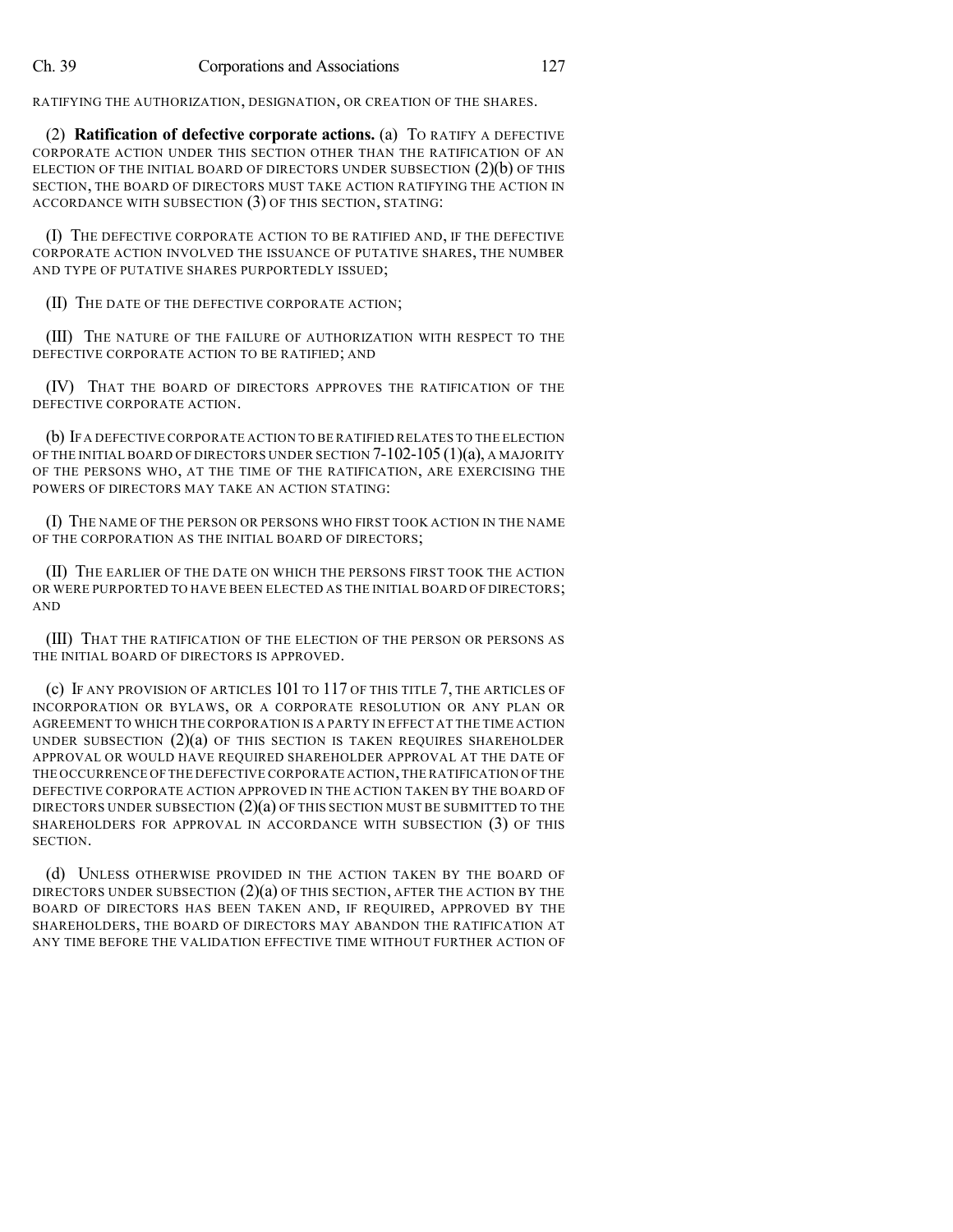RATIFYING THE AUTHORIZATION, DESIGNATION, OR CREATION OF THE SHARES.

(2) **Ratification of defective corporate actions.** (a) TO RATIFY A DEFECTIVE CORPORATE ACTION UNDER THIS SECTION OTHER THAN THE RATIFICATION OF AN ELECTION OF THE INITIAL BOARD OF DIRECTORS UNDER SUBSECTION (2)(b) OF THIS SECTION, THE BOARD OF DIRECTORS MUST TAKE ACTION RATIFYING THE ACTION IN ACCORDANCE WITH SUBSECTION (3) OF THIS SECTION, STATING:

(I) THE DEFECTIVE CORPORATE ACTION TO BE RATIFIED AND, IF THE DEFECTIVE CORPORATE ACTION INVOLVED THE ISSUANCE OF PUTATIVE SHARES, THE NUMBER AND TYPE OF PUTATIVE SHARES PURPORTEDLY ISSUED;

(II) THE DATE OF THE DEFECTIVE CORPORATE ACTION;

(III) THE NATURE OF THE FAILURE OF AUTHORIZATION WITH RESPECT TO THE DEFECTIVE CORPORATE ACTION TO BE RATIFIED; AND

(IV) THAT THE BOARD OF DIRECTORS APPROVES THE RATIFICATION OF THE DEFECTIVE CORPORATE ACTION.

(b) IF A DEFECTIVE CORPORATE ACTION TO BE RATIFIED RELATES TO THE ELECTION OF THE INITIAL BOARD OF DIRECTORS UNDER SECTION 7-102-105 (1)(a), A MAJORITY OF THE PERSONS WHO, AT THE TIME OF THE RATIFICATION, ARE EXERCISING THE POWERS OF DIRECTORS MAY TAKE AN ACTION STATING:

(I) THE NAME OF THE PERSON OR PERSONS WHO FIRST TOOK ACTION IN THE NAME OF THE CORPORATION AS THE INITIAL BOARD OF DIRECTORS;

(II) THE EARLIER OF THE DATE ON WHICH THE PERSONS FIRST TOOK THE ACTION OR WERE PURPORTED TO HAVE BEEN ELECTED AS THE INITIAL BOARD OF DIRECTORS; AND

(III) THAT THE RATIFICATION OF THE ELECTION OF THE PERSON OR PERSONS AS THE INITIAL BOARD OF DIRECTORS IS APPROVED.

(c) IF ANY PROVISION OF ARTICLES 101 TO 117 OF THIS TITLE 7, THE ARTICLES OF INCORPORATION OR BYLAWS, OR A CORPORATE RESOLUTION OR ANY PLAN OR AGREEMENT TO WHICH THE CORPORATION IS A PARTY IN EFFECT AT THE TIME ACTION UNDER SUBSECTION (2)(a) OF THIS SECTION IS TAKEN REQUIRES SHAREHOLDER APPROVAL OR WOULD HAVE REQUIRED SHAREHOLDER APPROVAL AT THE DATE OF THE OCCURRENCE OF THE DEFECTIVE CORPORATE ACTION, THE RATIFICATION OF THE DEFECTIVE CORPORATE ACTION APPROVED IN THE ACTION TAKEN BY THE BOARD OF DIRECTORS UNDER SUBSECTION (2)(a) OF THIS SECTION MUST BE SUBMITTED TO THE SHAREHOLDERS FOR APPROVAL IN ACCORDANCE WITH SUBSECTION (3) OF THIS SECTION.

(d) UNLESS OTHERWISE PROVIDED IN THE ACTION TAKEN BY THE BOARD OF DIRECTORS UNDER SUBSECTION (2)(a) OF THIS SECTION, AFTER THE ACTION BY THE BOARD OF DIRECTORS HAS BEEN TAKEN AND, IF REQUIRED, APPROVED BY THE SHAREHOLDERS, THE BOARD OF DIRECTORS MAY ABANDON THE RATIFICATION AT ANY TIME BEFORE THE VALIDATION EFFECTIVE TIME WITHOUT FURTHER ACTION OF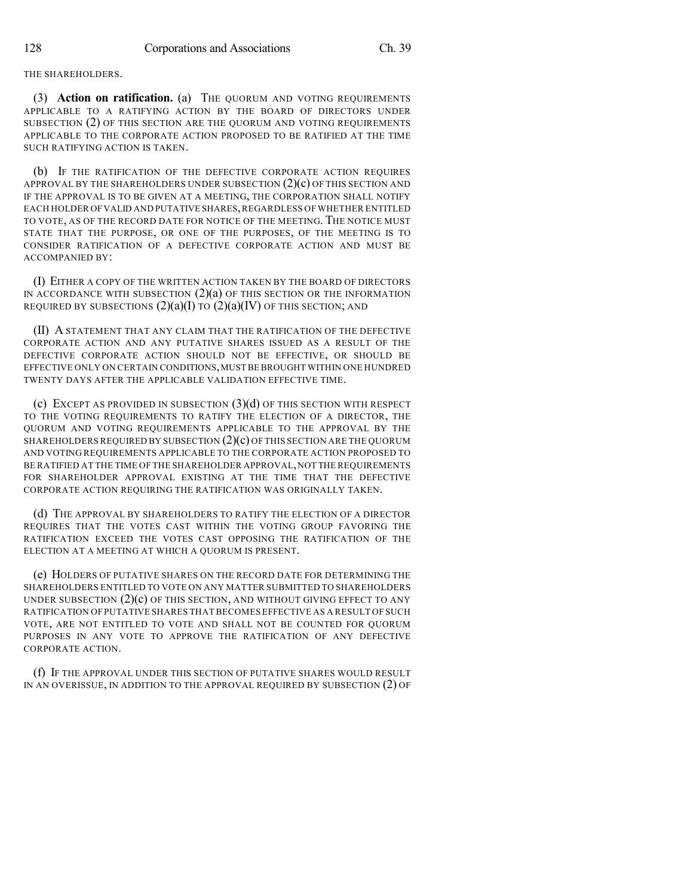THE SHAREHOLDERS.

(3) **Action on ratification.** (a) THE QUORUM AND VOTING REQUIREMENTS APPLICABLE TO A RATIFYING ACTION BY THE BOARD OF DIRECTORS UNDER SUBSECTION (2) OF THIS SECTION ARE THE QUORUM AND VOTING REQUIREMENTS APPLICABLE TO THE CORPORATE ACTION PROPOSED TO BE RATIFIED AT THE TIME SUCH RATIFYING ACTION IS TAKEN.

(b) IF THE RATIFICATION OF THE DEFECTIVE CORPORATE ACTION REQUIRES APPROVAL BY THE SHAREHOLDERS UNDER SUBSECTION (2)(c) OF THIS SECTION AND IF THE APPROVAL IS TO BE GIVEN AT A MEETING, THE CORPORATION SHALL NOTIFY EACH HOLDER OF VALID AND PUTATIVE SHARES, REGARDLESS OF WHETHER ENTITLED TO VOTE, AS OF THE RECORD DATE FOR NOTICE OF THE MEETING. THE NOTICE MUST STATE THAT THE PURPOSE, OR ONE OF THE PURPOSES, OF THE MEETING IS TO CONSIDER RATIFICATION OF A DEFECTIVE CORPORATE ACTION AND MUST BE ACCOMPANIED BY:

(I) EITHER A COPY OF THE WRITTEN ACTION TAKEN BY THE BOARD OF DIRECTORS IN ACCORDANCE WITH SUBSECTION (2)(a) OF THIS SECTION OR THE INFORMATION REQUIRED BY SUBSECTIONS (2)(a)(I) TO (2)(a)(IV) OF THIS SECTION; AND

(II) A STATEMENT THAT ANY CLAIM THAT THE RATIFICATION OF THE DEFECTIVE CORPORATE ACTION AND ANY PUTATIVE SHARES ISSUED AS A RESULT OF THE DEFECTIVE CORPORATE ACTION SHOULD NOT BE EFFECTIVE, OR SHOULD BE EFFECTIVE ONLY ON CERTAIN CONDITIONS, MUST BE BROUGHT WITHIN ONE HUNDRED TWENTY DAYS AFTER THE APPLICABLE VALIDATION EFFECTIVE TIME.

(c) EXCEPT AS PROVIDED IN SUBSECTION (3)(d) OF THIS SECTION WITH RESPECT TO THE VOTING REQUIREMENTS TO RATIFY THE ELECTION OF A DIRECTOR, THE QUORUM AND VOTING REQUIREMENTS APPLICABLE TO THE APPROVAL BY THE SHAREHOLDERS REQUIRED BY SUBSECTION (2)(c) OF THIS SECTION ARE THE QUORUM AND VOTING REQUIREMENTS APPLICABLE TO THE CORPORATE ACTION PROPOSED TO BE RATIFIED AT THE TIME OF THE SHAREHOLDER APPROVAL, NOT THE REQUIREMENTS FOR SHAREHOLDER APPROVAL EXISTING AT THE TIME THAT THE DEFECTIVE CORPORATE ACTION REQUIRING THE RATIFICATION WAS ORIGINALLY TAKEN.

(d) THE APPROVAL BY SHAREHOLDERS TO RATIFY THE ELECTION OF A DIRECTOR REQUIRES THAT THE VOTES CAST WITHIN THE VOTING GROUP FAVORING THE RATIFICATION EXCEED THE VOTES CAST OPPOSING THE RATIFICATION OF THE ELECTION AT A MEETING AT WHICH A QUORUM IS PRESENT.

(e) HOLDERS OF PUTATIVE SHARES ON THE RECORD DATE FOR DETERMINING THE SHAREHOLDERS ENTITLED TO VOTE ON ANY MATTER SUBMITTED TO SHAREHOLDERS UNDER SUBSECTION (2)(c) OF THIS SECTION, AND WITHOUT GIVING EFFECT TO ANY RATIFICATION OF PUTATIVE SHARES THAT BECOMES EFFECTIVE AS A RESULT OF SUCH VOTE, ARE NOT ENTITLED TO VOTE AND SHALL NOT BE COUNTED FOR QUORUM PURPOSES IN ANY VOTE TO APPROVE THE RATIFICATION OF ANY DEFECTIVE CORPORATE ACTION.

(f) IF THE APPROVAL UNDER THIS SECTION OF PUTATIVE SHARES WOULD RESULT IN AN OVERISSUE, IN ADDITION TO THE APPROVAL REQUIRED BY SUBSECTION (2) OF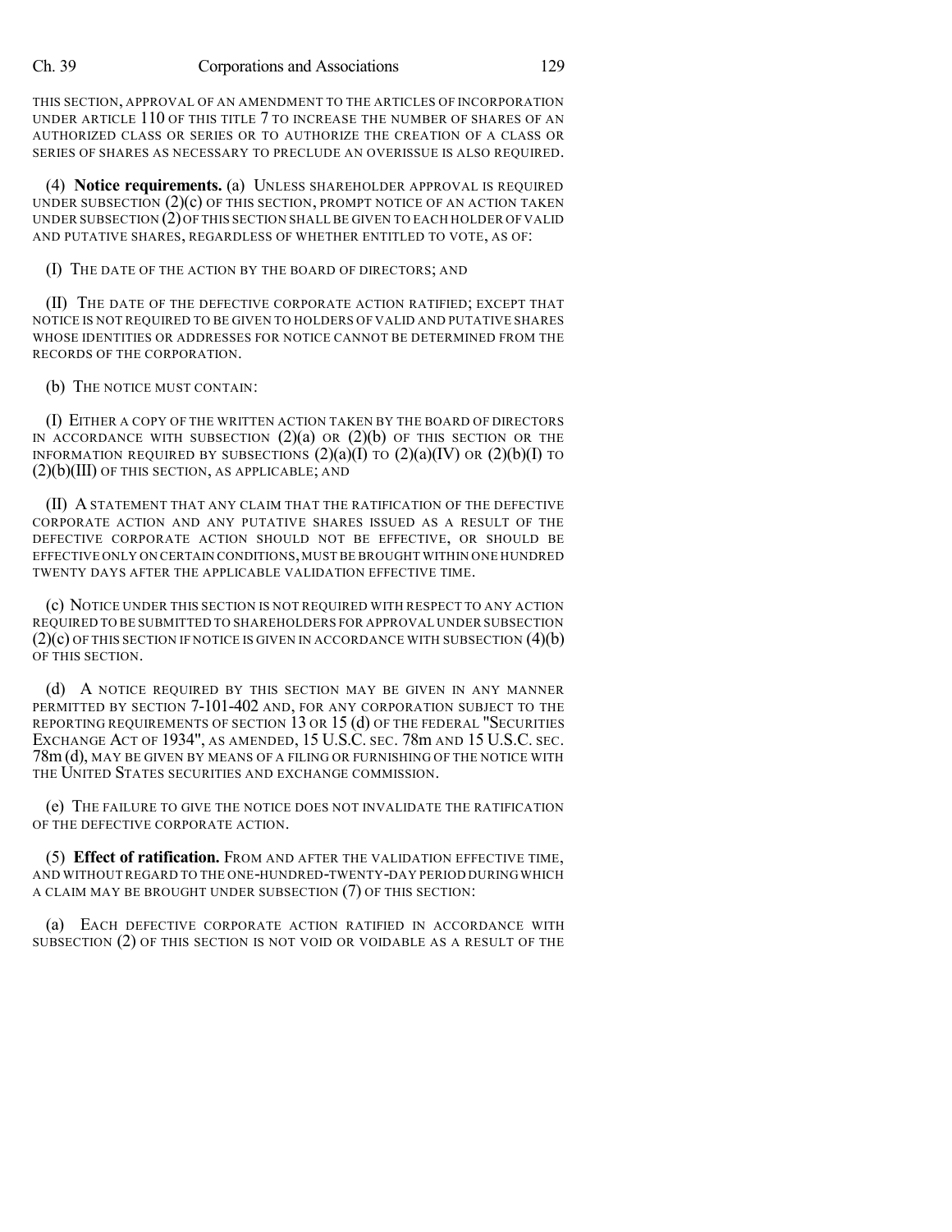THIS SECTION, APPROVAL OF AN AMENDMENT TO THE ARTICLES OF INCORPORATION UNDER ARTICLE 110 OF THIS TITLE 7 TO INCREASE THE NUMBER OF SHARES OF AN AUTHORIZED CLASS OR SERIES OR TO AUTHORIZE THE CREATION OF A CLASS OR SERIES OF SHARES AS NECESSARY TO PRECLUDE AN OVERISSUE IS ALSO REQUIRED.

(4) **Notice requirements.** (a) UNLESS SHAREHOLDER APPROVAL IS REQUIRED UNDER SUBSECTION (2)(c) OF THIS SECTION, PROMPT NOTICE OF AN ACTION TAKEN UNDER SUBSECTION (2) OF THIS SECTION SHALL BE GIVEN TO EACH HOLDER OF VALID AND PUTATIVE SHARES, REGARDLESS OF WHETHER ENTITLED TO VOTE, AS OF:

(I) THE DATE OF THE ACTION BY THE BOARD OF DIRECTORS; AND

(II) THE DATE OF THE DEFECTIVE CORPORATE ACTION RATIFIED; EXCEPT THAT NOTICE IS NOT REQUIRED TO BE GIVEN TO HOLDERS OF VALID AND PUTATIVE SHARES WHOSE IDENTITIES OR ADDRESSES FOR NOTICE CANNOT BE DETERMINED FROM THE RECORDS OF THE CORPORATION.

(b) THE NOTICE MUST CONTAIN:

(I) EITHER A COPY OF THE WRITTEN ACTION TAKEN BY THE BOARD OF DIRECTORS IN ACCORDANCE WITH SUBSECTION (2)(a) OR (2)(b) OF THIS SECTION OR THE INFORMATION REQUIRED BY SUBSECTIONS (2)(a)(I) TO (2)(a)(IV) OR (2)(b)(I) TO (2)(b)(III) OF THIS SECTION, AS APPLICABLE; AND

(II) A STATEMENT THAT ANY CLAIM THAT THE RATIFICATION OF THE DEFECTIVE CORPORATE ACTION AND ANY PUTATIVE SHARES ISSUED AS A RESULT OF THE DEFECTIVE CORPORATE ACTION SHOULD NOT BE EFFECTIVE, OR SHOULD BE EFFECTIVE ONLY ON CERTAIN CONDITIONS, MUST BE BROUGHT WITHIN ONE HUNDRED TWENTY DAYS AFTER THE APPLICABLE VALIDATION EFFECTIVE TIME.

(c) NOTICE UNDER THIS SECTION IS NOT REQUIRED WITH RESPECT TO ANY ACTION REQUIRED TO BE SUBMITTED TO SHAREHOLDERS FOR APPROVAL UNDER SUBSECTION (2)(c) OF THIS SECTION IF NOTICE IS GIVEN IN ACCORDANCE WITH SUBSECTION (4)(b) OF THIS SECTION.

(d) A NOTICE REQUIRED BY THIS SECTION MAY BE GIVEN IN ANY MANNER PERMITTED BY SECTION 7-101-402 AND, FOR ANY CORPORATION SUBJECT TO THE REPORTING REQUIREMENTS OF SECTION 13 OR 15 (d) OF THE FEDERAL "SECURITIES EXCHANGE ACT OF 1934", AS AMENDED, 15 U.S.C. SEC. 78m AND 15 U.S.C. SEC. 78m (d), MAY BE GIVEN BY MEANS OF A FILING OR FURNISHING OF THE NOTICE WITH THE UNITED STATES SECURITIES AND EXCHANGE COMMISSION.

(e) THE FAILURE TO GIVE THE NOTICE DOES NOT INVALIDATE THE RATIFICATION OF THE DEFECTIVE CORPORATE ACTION.

(5) **Effect of ratification.** FROM AND AFTER THE VALIDATION EFFECTIVE TIME, AND WITHOUT REGARD TO THE ONE-HUNDRED-TWENTY-DAY PERIOD DURING WHICH A CLAIM MAY BE BROUGHT UNDER SUBSECTION (7) OF THIS SECTION:

(a) EACH DEFECTIVE CORPORATE ACTION RATIFIED IN ACCORDANCE WITH SUBSECTION (2) OF THIS SECTION IS NOT VOID OR VOIDABLE AS A RESULT OF THE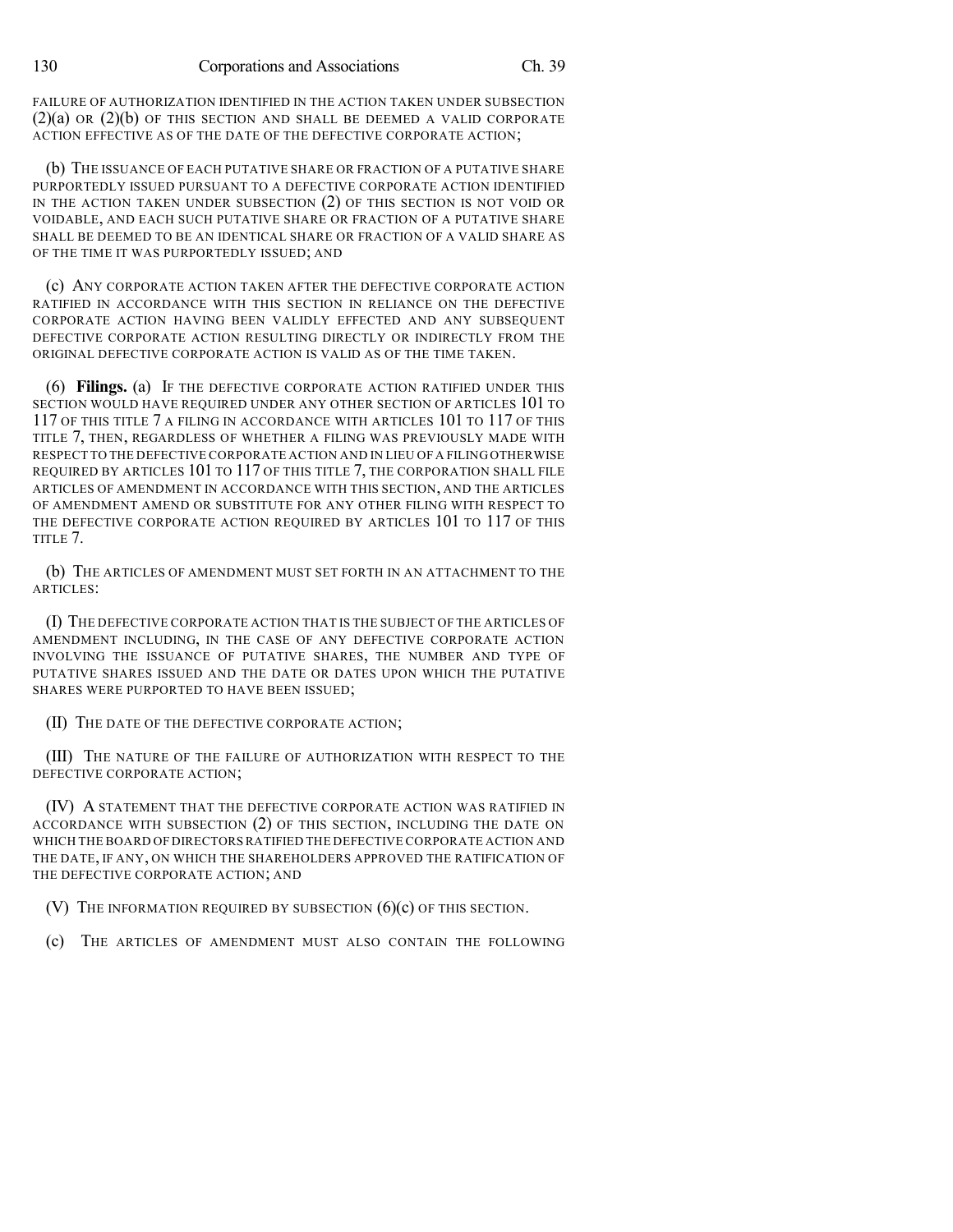FAILURE OF AUTHORIZATION IDENTIFIED IN THE ACTION TAKEN UNDER SUBSECTION (2)(a) OR (2)(b) OF THIS SECTION AND SHALL BE DEEMED A VALID CORPORATE ACTION EFFECTIVE AS OF THE DATE OF THE DEFECTIVE CORPORATE ACTION;

(b) THE ISSUANCE OF EACH PUTATIVE SHARE OR FRACTION OF A PUTATIVE SHARE PURPORTEDLY ISSUED PURSUANT TO A DEFECTIVE CORPORATE ACTION IDENTIFIED IN THE ACTION TAKEN UNDER SUBSECTION (2) OF THIS SECTION IS NOT VOID OR VOIDABLE, AND EACH SUCH PUTATIVE SHARE OR FRACTION OF A PUTATIVE SHARE SHALL BE DEEMED TO BE AN IDENTICAL SHARE OR FRACTION OF A VALID SHARE AS OF THE TIME IT WAS PURPORTEDLY ISSUED; AND

(c) ANY CORPORATE ACTION TAKEN AFTER THE DEFECTIVE CORPORATE ACTION RATIFIED IN ACCORDANCE WITH THIS SECTION IN RELIANCE ON THE DEFECTIVE CORPORATE ACTION HAVING BEEN VALIDLY EFFECTED AND ANY SUBSEQUENT DEFECTIVE CORPORATE ACTION RESULTING DIRECTLY OR INDIRECTLY FROM THE ORIGINAL DEFECTIVE CORPORATE ACTION IS VALID AS OF THE TIME TAKEN.

(6) **Filings.** (a) IF THE DEFECTIVE CORPORATE ACTION RATIFIED UNDER THIS SECTION WOULD HAVE REQUIRED UNDER ANY OTHER SECTION OF ARTICLES 101 TO 117 OF THIS TITLE 7 A FILING IN ACCORDANCE WITH ARTICLES 101 TO 117 OF THIS TITLE 7, THEN, REGARDLESS OF WHETHER A FILING WAS PREVIOUSLY MADE WITH RESPECT TO THE DEFECTIVE CORPORATE ACTION AND IN LIEU OF A FILING OTHERWISE REQUIRED BY ARTICLES 101 TO 117 OF THIS TITLE 7, THE CORPORATION SHALL FILE ARTICLES OF AMENDMENT IN ACCORDANCE WITH THIS SECTION, AND THE ARTICLES OF AMENDMENT AMEND OR SUBSTITUTE FOR ANY OTHER FILING WITH RESPECT TO THE DEFECTIVE CORPORATE ACTION REQUIRED BY ARTICLES 101 TO 117 OF THIS TITLE 7.

(b) THE ARTICLES OF AMENDMENT MUST SET FORTH IN AN ATTACHMENT TO THE ARTICLES:

(I) THE DEFECTIVE CORPORATE ACTION THAT IS THE SUBJECT OF THE ARTICLES OF AMENDMENT INCLUDING, IN THE CASE OF ANY DEFECTIVE CORPORATE ACTION INVOLVING THE ISSUANCE OF PUTATIVE SHARES, THE NUMBER AND TYPE OF PUTATIVE SHARES ISSUED AND THE DATE OR DATES UPON WHICH THE PUTATIVE SHARES WERE PURPORTED TO HAVE BEEN ISSUED;

(II) THE DATE OF THE DEFECTIVE CORPORATE ACTION;

(III) THE NATURE OF THE FAILURE OF AUTHORIZATION WITH RESPECT TO THE DEFECTIVE CORPORATE ACTION;

(IV) A STATEMENT THAT THE DEFECTIVE CORPORATE ACTION WAS RATIFIED IN ACCORDANCE WITH SUBSECTION (2) OF THIS SECTION, INCLUDING THE DATE ON WHICH THE BOARD OF DIRECTORS RATIFIED THE DEFECTIVE CORPORATE ACTION AND THE DATE, IF ANY, ON WHICH THE SHAREHOLDERS APPROVED THE RATIFICATION OF THE DEFECTIVE CORPORATE ACTION; AND

(V) THE INFORMATION REQUIRED BY SUBSECTION (6)(c) OF THIS SECTION.

(c) THE ARTICLES OF AMENDMENT MUST ALSO CONTAIN THE FOLLOWING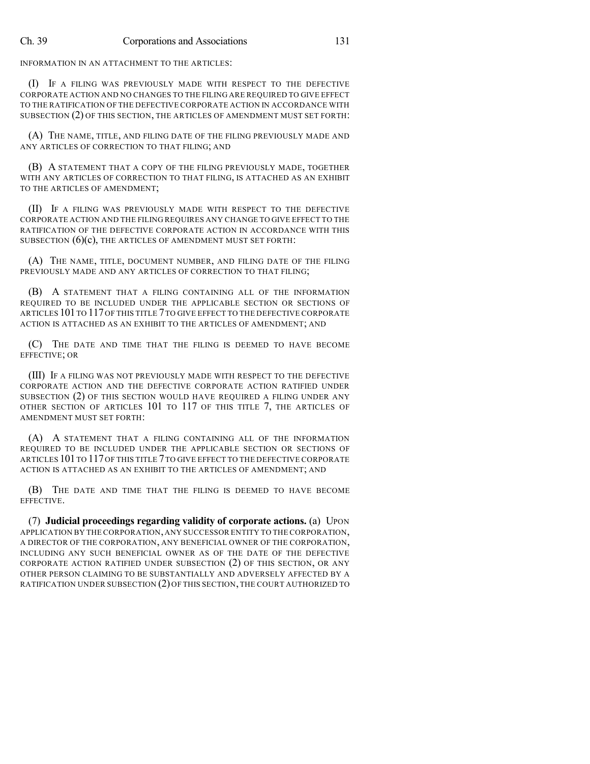INFORMATION IN AN ATTACHMENT TO THE ARTICLES:

(I) IF A FILING WAS PREVIOUSLY MADE WITH RESPECT TO THE DEFECTIVE CORPORATE ACTION AND NO CHANGES TO THE FILING ARE REQUIRED TO GIVE EFFECT TO THE RATIFICATION OF THE DEFECTIVE CORPORATE ACTION IN ACCORDANCE WITH SUBSECTION (2) OF THIS SECTION, THE ARTICLES OF AMENDMENT MUST SET FORTH:

(A) THE NAME, TITLE, AND FILING DATE OF THE FILING PREVIOUSLY MADE AND ANY ARTICLES OF CORRECTION TO THAT FILING; AND

(B) A STATEMENT THAT A COPY OF THE FILING PREVIOUSLY MADE, TOGETHER WITH ANY ARTICLES OF CORRECTION TO THAT FILING, IS ATTACHED AS AN EXHIBIT TO THE ARTICLES OF AMENDMENT;

(II) IF A FILING WAS PREVIOUSLY MADE WITH RESPECT TO THE DEFECTIVE CORPORATE ACTION AND THE FILING REQUIRES ANY CHANGE TO GIVE EFFECT TO THE RATIFICATION OF THE DEFECTIVE CORPORATE ACTION IN ACCORDANCE WITH THIS SUBSECTION (6)(c), THE ARTICLES OF AMENDMENT MUST SET FORTH:

(A) THE NAME, TITLE, DOCUMENT NUMBER, AND FILING DATE OF THE FILING PREVIOUSLY MADE AND ANY ARTICLES OF CORRECTION TO THAT FILING;

(B) A STATEMENT THAT A FILING CONTAINING ALL OF THE INFORMATION REQUIRED TO BE INCLUDED UNDER THE APPLICABLE SECTION OR SECTIONS OF ARTICLES 101 TO 117 OF THIS TITLE 7 TO GIVE EFFECT TO THE DEFECTIVE CORPORATE ACTION IS ATTACHED AS AN EXHIBIT TO THE ARTICLES OF AMENDMENT; AND

(C) THE DATE AND TIME THAT THE FILING IS DEEMED TO HAVE BECOME EFFECTIVE; OR

(III) IF A FILING WAS NOT PREVIOUSLY MADE WITH RESPECT TO THE DEFECTIVE CORPORATE ACTION AND THE DEFECTIVE CORPORATE ACTION RATIFIED UNDER SUBSECTION (2) OF THIS SECTION WOULD HAVE REQUIRED A FILING UNDER ANY OTHER SECTION OF ARTICLES 101 TO 117 OF THIS TITLE 7, THE ARTICLES OF AMENDMENT MUST SET FORTH:

(A) A STATEMENT THAT A FILING CONTAINING ALL OF THE INFORMATION REQUIRED TO BE INCLUDED UNDER THE APPLICABLE SECTION OR SECTIONS OF ARTICLES 101 TO 117 OF THIS TITLE 7 TO GIVE EFFECT TO THE DEFECTIVE CORPORATE ACTION IS ATTACHED AS AN EXHIBIT TO THE ARTICLES OF AMENDMENT; AND

(B) THE DATE AND TIME THAT THE FILING IS DEEMED TO HAVE BECOME EFFECTIVE.

(7) **Judicial proceedings regarding validity of corporate actions.** (a) UPON APPLICATION BY THE CORPORATION, ANY SUCCESSOR ENTITY TO THE CORPORATION, A DIRECTOR OF THE CORPORATION, ANY BENEFICIAL OWNER OF THE CORPORATION, INCLUDING ANY SUCH BENEFICIAL OWNER AS OF THE DATE OF THE DEFECTIVE CORPORATE ACTION RATIFIED UNDER SUBSECTION (2) OF THIS SECTION, OR ANY OTHER PERSON CLAIMING TO BE SUBSTANTIALLY AND ADVERSELY AFFECTED BY A RATIFICATION UNDER SUBSECTION (2) OF THIS SECTION, THE COURT AUTHORIZED TO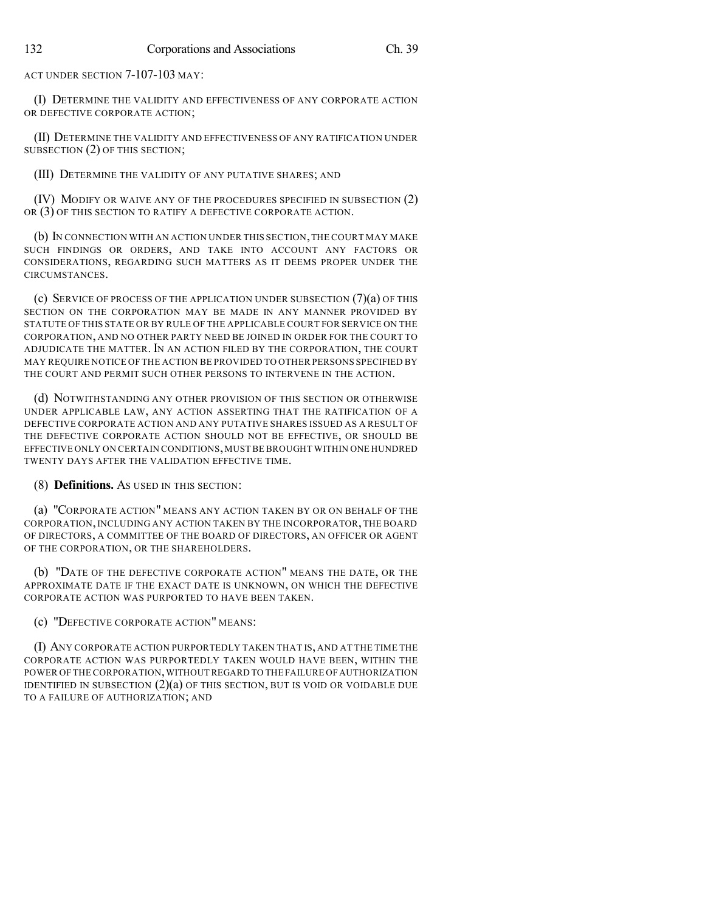ACT UNDER SECTION 7-107-103 MAY:

(I) DETERMINE THE VALIDITY AND EFFECTIVENESS OF ANY CORPORATE ACTION OR DEFECTIVE CORPORATE ACTION;

(II) DETERMINE THE VALIDITY AND EFFECTIVENESS OF ANY RATIFICATION UNDER SUBSECTION (2) OF THIS SECTION;

(III) DETERMINE THE VALIDITY OF ANY PUTATIVE SHARES; AND

(IV) MODIFY OR WAIVE ANY OF THE PROCEDURES SPECIFIED IN SUBSECTION (2) OR (3) OF THIS SECTION TO RATIFY A DEFECTIVE CORPORATE ACTION.

(b) IN CONNECTION WITH AN ACTION UNDER THIS SECTION, THE COURT MAY MAKE SUCH FINDINGS OR ORDERS, AND TAKE INTO ACCOUNT ANY FACTORS OR CONSIDERATIONS, REGARDING SUCH MATTERS AS IT DEEMS PROPER UNDER THE CIRCUMSTANCES.

(c) SERVICE OF PROCESS OF THE APPLICATION UNDER SUBSECTION (7)(a) OF THIS SECTION ON THE CORPORATION MAY BE MADE IN ANY MANNER PROVIDED BY STATUTE OF THIS STATE OR BY RULE OF THE APPLICABLE COURT FOR SERVICE ON THE CORPORATION, AND NO OTHER PARTY NEED BE JOINED IN ORDER FOR THE COURT TO ADJUDICATE THE MATTER. IN AN ACTION FILED BY THE CORPORATION, THE COURT MAY REQUIRE NOTICE OF THE ACTION BE PROVIDED TO OTHER PERSONS SPECIFIED BY THE COURT AND PERMIT SUCH OTHER PERSONS TO INTERVENE IN THE ACTION.

(d) NOTWITHSTANDING ANY OTHER PROVISION OF THIS SECTION OR OTHERWISE UNDER APPLICABLE LAW, ANY ACTION ASSERTING THAT THE RATIFICATION OF A DEFECTIVE CORPORATE ACTION AND ANY PUTATIVE SHARES ISSUED AS A RESULT OF THE DEFECTIVE CORPORATE ACTION SHOULD NOT BE EFFECTIVE, OR SHOULD BE EFFECTIVE ONLY ON CERTAIN CONDITIONS, MUST BE BROUGHT WITHIN ONE HUNDRED TWENTY DAYS AFTER THE VALIDATION EFFECTIVE TIME.

(8) **Definitions.** AS USED IN THIS SECTION:

(a) "CORPORATE ACTION" MEANS ANY ACTION TAKEN BY OR ON BEHALF OF THE CORPORATION, INCLUDING ANY ACTION TAKEN BY THE INCORPORATOR, THE BOARD OF DIRECTORS, A COMMITTEE OF THE BOARD OF DIRECTORS, AN OFFICER OR AGENT OF THE CORPORATION, OR THE SHAREHOLDERS.

(b) "DATE OF THE DEFECTIVE CORPORATE ACTION" MEANS THE DATE, OR THE APPROXIMATE DATE IF THE EXACT DATE IS UNKNOWN, ON WHICH THE DEFECTIVE CORPORATE ACTION WAS PURPORTED TO HAVE BEEN TAKEN.

(c) "DEFECTIVE CORPORATE ACTION" MEANS:

(I) ANY CORPORATE ACTION PURPORTEDLY TAKEN THAT IS, AND AT THE TIME THE CORPORATE ACTION WAS PURPORTEDLY TAKEN WOULD HAVE BEEN, WITHIN THE POWER OF THE CORPORATION, WITHOUT REGARD TO THE FAILURE OF AUTHORIZATION IDENTIFIED IN SUBSECTION (2)(a) OF THIS SECTION, BUT IS VOID OR VOIDABLE DUE TO A FAILURE OF AUTHORIZATION; AND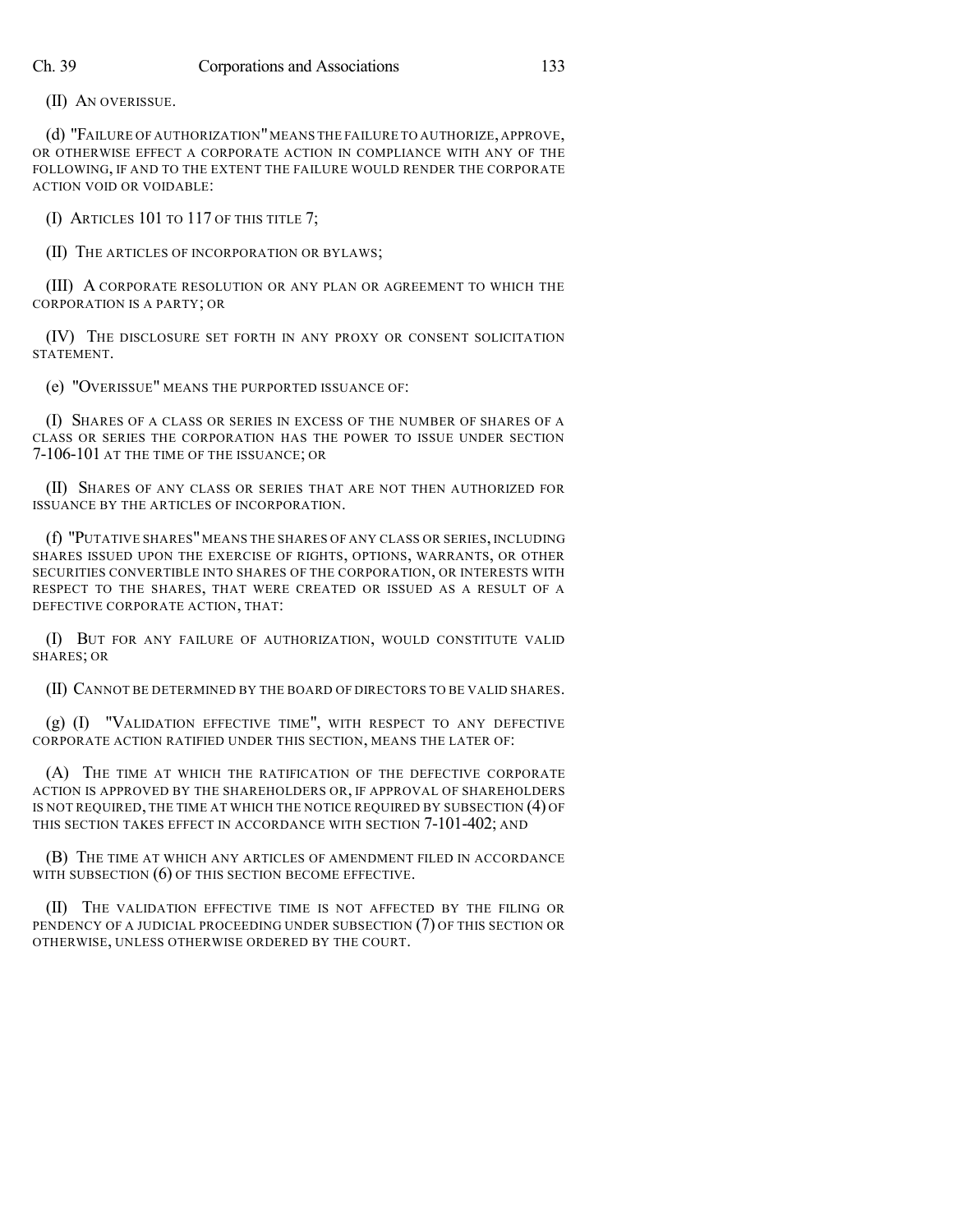(II) AN OVERISSUE.

(d) "FAILURE OF AUTHORIZATION" MEANS THE FAILURE TO AUTHORIZE, APPROVE, OR OTHERWISE EFFECT A CORPORATE ACTION IN COMPLIANCE WITH ANY OF THE FOLLOWING, IF AND TO THE EXTENT THE FAILURE WOULD RENDER THE CORPORATE ACTION VOID OR VOIDABLE:

(I) ARTICLES 101 TO 117 OF THIS TITLE 7;

(II) THE ARTICLES OF INCORPORATION OR BYLAWS;

(III) A CORPORATE RESOLUTION OR ANY PLAN OR AGREEMENT TO WHICH THE CORPORATION IS A PARTY; OR

(IV) THE DISCLOSURE SET FORTH IN ANY PROXY OR CONSENT SOLICITATION STATEMENT.

(e) "OVERISSUE" MEANS THE PURPORTED ISSUANCE OF:

(I) SHARES OF A CLASS OR SERIES IN EXCESS OF THE NUMBER OF SHARES OF A CLASS OR SERIES THE CORPORATION HAS THE POWER TO ISSUE UNDER SECTION 7-106-101 AT THE TIME OF THE ISSUANCE; OR

(II) SHARES OF ANY CLASS OR SERIES THAT ARE NOT THEN AUTHORIZED FOR ISSUANCE BY THE ARTICLES OF INCORPORATION.

(f) "PUTATIVE SHARES" MEANS THE SHARES OF ANY CLASS OR SERIES, INCLUDING SHARES ISSUED UPON THE EXERCISE OF RIGHTS, OPTIONS, WARRANTS, OR OTHER SECURITIES CONVERTIBLE INTO SHARES OF THE CORPORATION, OR INTERESTS WITH RESPECT TO THE SHARES, THAT WERE CREATED OR ISSUED AS A RESULT OF A DEFECTIVE CORPORATE ACTION, THAT:

(I) BUT FOR ANY FAILURE OF AUTHORIZATION, WOULD CONSTITUTE VALID SHARES; OR

(II) CANNOT BE DETERMINED BY THE BOARD OF DIRECTORS TO BE VALID SHARES.

(g) (I) "VALIDATION EFFECTIVE TIME", WITH RESPECT TO ANY DEFECTIVE CORPORATE ACTION RATIFIED UNDER THIS SECTION, MEANS THE LATER OF:

(A) THE TIME AT WHICH THE RATIFICATION OF THE DEFECTIVE CORPORATE ACTION IS APPROVED BY THE SHAREHOLDERS OR, IF APPROVAL OF SHAREHOLDERS IS NOT REQUIRED, THE TIME AT WHICH THE NOTICE REQUIRED BY SUBSECTION (4) OF THIS SECTION TAKES EFFECT IN ACCORDANCE WITH SECTION 7-101-402; AND

(B) THE TIME AT WHICH ANY ARTICLES OF AMENDMENT FILED IN ACCORDANCE WITH SUBSECTION (6) OF THIS SECTION BECOME EFFECTIVE.

(II) THE VALIDATION EFFECTIVE TIME IS NOT AFFECTED BY THE FILING OR PENDENCY OF A JUDICIAL PROCEEDING UNDER SUBSECTION (7) OF THIS SECTION OR OTHERWISE, UNLESS OTHERWISE ORDERED BY THE COURT.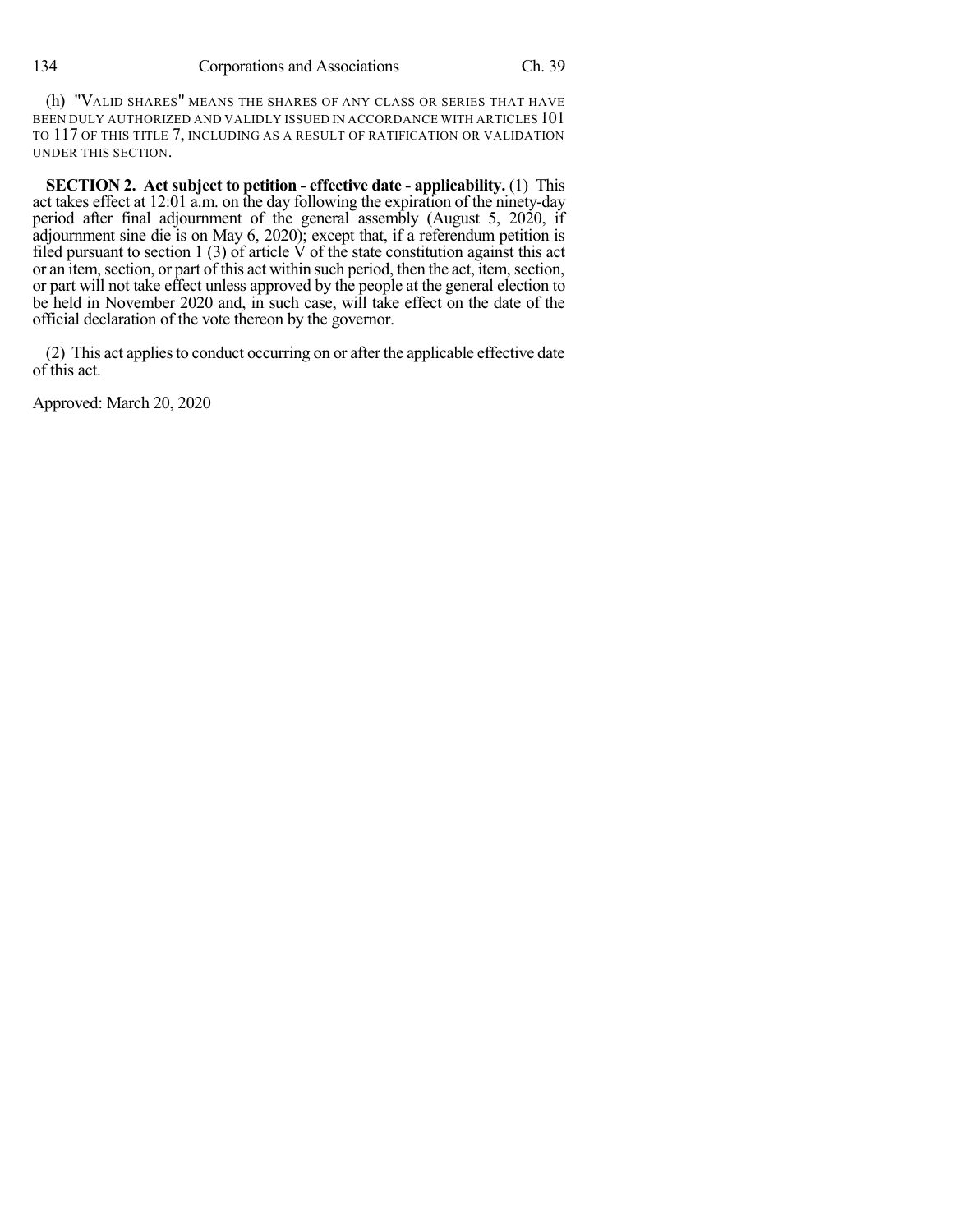(h) "VALID SHARES" MEANS THE SHARES OF ANY CLASS OR SERIES THAT HAVE BEEN DULY AUTHORIZED AND VALIDLY ISSUED IN ACCORDANCE WITH ARTICLES 101 TO 117 OF THIS TITLE 7, INCLUDING AS A RESULT OF RATIFICATION OR VALIDATION UNDER THIS SECTION.

**SECTION 2. Act subject to petition - effective date - applicability.** (1) This act takes effect at 12:01 a.m. on the day following the expiration of the ninety-day period after final adjournment of the general assembly (August 5, 2020, if adjournment sine die is on May 6, 2020); except that, if a referendum petition is filed pursuant to section 1 (3) of article V of the state constitution against this act or an item, section, or part of this act within such period, then the act, item, section, or part will not take effect unless approved by the people at the general election to be held in November 2020 and, in such case, will take effect on the date of the official declaration of the vote thereon by the governor.

(2) This act applies to conduct occurring on or after the applicable effective date of this act.

Approved: March 20, 2020